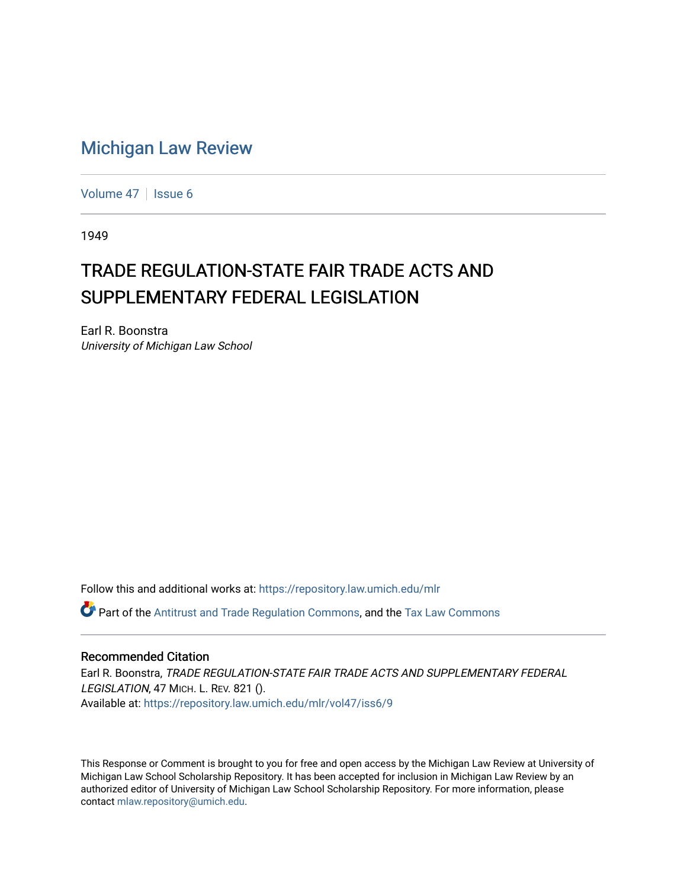# Michigan Law Review

Volume 47 | Issue 6

1949

## TRADE REGULATION-STATE FAIR TRADE ACTS AND SUPPLEMENTARY FEDERAL LEGISLATION

Earl R. Boonstra
*University of Michigan Law School*

Follow this and additional works at: https://repository.law.umich.edu/mlr

Part of the Antitrust and Trade Regulation Commons, and the Tax Law Commons

### Recommended Citation

Earl R. Boonstra, *TRADE REGULATION-STATE FAIR TRADE ACTS AND SUPPLEMENTARY FEDERAL LEGISLATION*, 47 MICH. L. REV. 821 ().
Available at: https://repository.law.umich.edu/mlr/vol47/iss6/9

This Response or Comment is brought to you for free and open access by the Michigan Law Review at University of Michigan Law School Scholarship Repository. It has been accepted for inclusion in Michigan Law Review by an authorized editor of University of Michigan Law School Scholarship Repository. For more information, please contact mlaw.repository@umich.edu.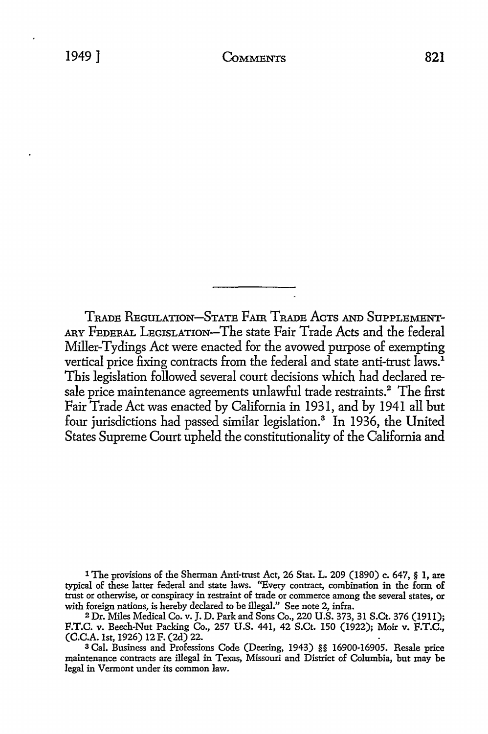TRADE REGULATION—STATE FAIR TRADE ACTS AND SUPPLEMENTARY FEDERAL LEGISLATION—The state Fair Trade Acts and the federal Miller-Tydings Act were enacted for the avowed purpose of exempting vertical price fixing contracts from the federal and state anti-trust laws.[1] This legislation followed several court decisions which had declared resale price maintenance agreements unlawful trade restraints.[2] The first Fair Trade Act was enacted by California in 1931, and by 1941 all but four jurisdictions had passed similar legislation.[3] In 1936, the United States Supreme Court upheld the constitutionality of the California and

---

[1] The provisions of the Sherman Anti-trust Act, 26 Stat. L. 209 (1890) c. 647, § 1, are typical of these latter federal and state laws. "Every contract, combination in the form of trust or otherwise, or conspiracy in restraint of trade or commerce among the several states, or with foreign nations, is hereby declared to be illegal." See note 2, infra.

[2] Dr. Miles Medical Co. v. J. D. Park and Sons Co., 220 U.S. 373, 31 S.Ct. 376 (1911); F.T.C. v. Beech-Nut Packing Co., 257 U.S. 441, 42 S.Ct. 150 (1922); Moir v. F.T.C., (C.C.A. 1st, 1926) 12 F. (2d) 22.

[3] Cal. Business and Professions Code (Deering, 1943) §§ 16900-16905. Resale price maintenance contracts are illegal in Texas, Missouri and District of Columbia, but may be legal in Vermont under its common law.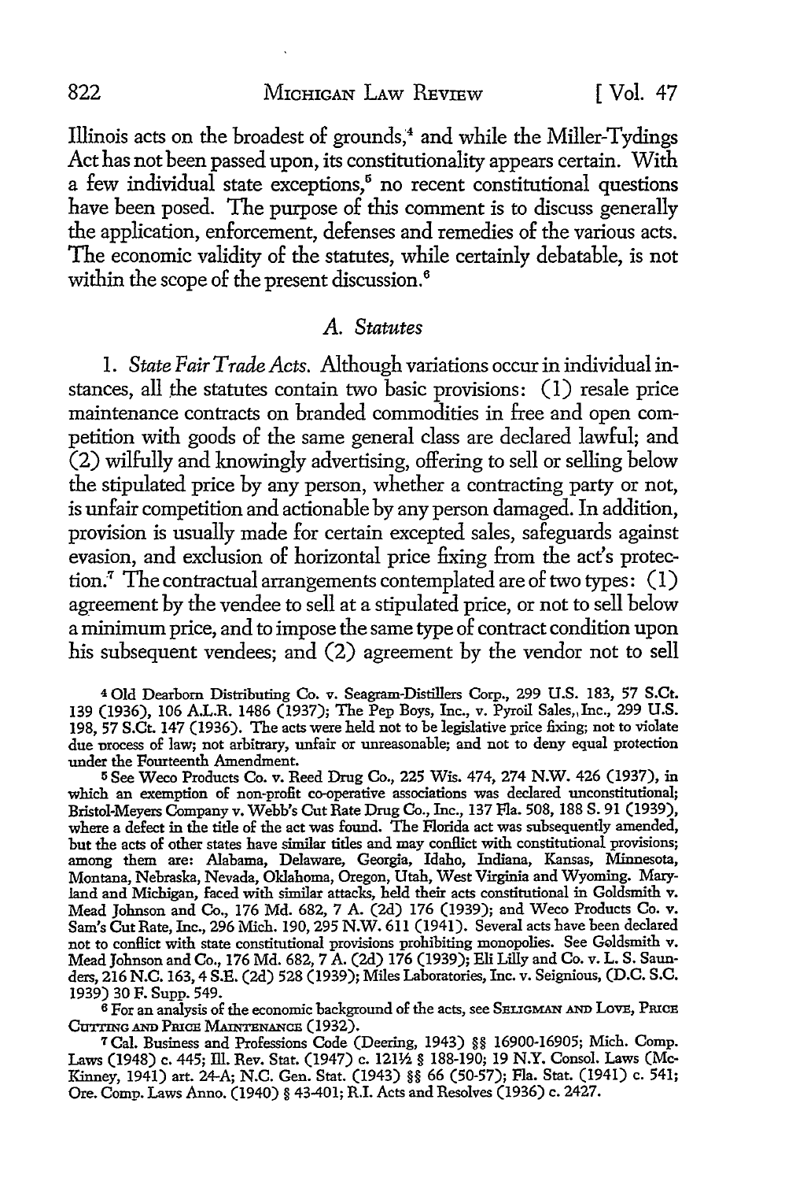Illinois acts on the broadest of grounds,[4] and while the Miller-Tydings Act has not been passed upon, its constitutionality appears certain. With a few individual state exceptions,[5] no recent constitutional questions have been posed. The purpose of this comment is to discuss generally the application, enforcement, defenses and remedies of the various acts. The economic validity of the statutes, while certainly debatable, is not within the scope of the present discussion.[6]

### *A. Statutes*

1. *State Fair Trade Acts.* Although variations occur in individual instances, all the statutes contain two basic provisions: (1) resale price maintenance contracts on branded commodities in free and open competition with goods of the same general class are declared lawful; and (2) wilfully and knowingly advertising, offering to sell or selling below the stipulated price by any person, whether a contracting party or not, is unfair competition and actionable by any person damaged. In addition, provision is usually made for certain excepted sales, safeguards against evasion, and exclusion of horizontal price fixing from the act's protection.[7] The contractual arrangements contemplated are of two types: (1) agreement by the vendee to sell at a stipulated price, or not to sell below a minimum price, and to impose the same type of contract condition upon his subsequent vendees; and (2) agreement by the vendor not to sell

---

[4] Old Dearborn Distributing Co. v. Seagram-Distillers Corp., 299 U.S. 183, 57 S.Ct. 139 (1936), 106 A.L.R. 1486 (1937); The Pep Boys, Inc., v. Pyroil Sales, Inc., 299 U.S. 198, 57 S.Ct. 147 (1936). The acts were held not to be legislative price fixing; not to violate due process of law; not arbitrary, unfair or unreasonable; and not to deny equal protection under the Fourteenth Amendment.

[5] See Weco Products Co. v. Reed Drug Co., 225 Wis. 474, 274 N.W. 426 (1937), in which an exemption of non-profit co-operative associations was declared unconstitutional; Bristol-Meyers Company v. Webb's Cut Rate Drug Co., Inc., 137 Fla. 508, 188 S. 91 (1939), where a defect in the title of the act was found. The Florida act was subsequently amended, but the acts of other states have similar titles and may conflict with constitutional provisions; among them are: Alabama, Delaware, Georgia, Idaho, Indiana, Kansas, Minnesota, Montana, Nebraska, Nevada, Oklahoma, Oregon, Utah, West Virginia and Wyoming. Maryland and Michigan, faced with similar attacks, held their acts constitutional in Goldsmith v. Mead Johnson and Co., 176 Md. 682, 7 A. (2d) 176 (1939); and Weco Products Co. v. Sam's Cut Rate, Inc., 296 Mich. 190, 295 N.W. 611 (1941). Several acts have been declared not to conflict with state constitutional provisions prohibiting monopolies. See Goldsmith v. Mead Johnson and Co., 176 Md. 682, 7 A. (2d) 176 (1939); Eli Lilly and Co. v. L. S. Saunders, 216 N.C. 163, 4 S.E. (2d) 528 (1939); Miles Laboratories, Inc. v. Seignious, (D.C. S.C. 1939) 30 F. Supp. 549.

[6] For an analysis of the economic background of the acts, see SELIGMAN AND LOVE, PRICE CUTTING AND PRICE MAINTENANCE (1932).

[7] Cal. Business and Professions Code (Deering, 1943) §§ 16900-16905; Mich. Comp. Laws (1948) c. 445; Ill. Rev. Stat. (1947) c. 121½ § 188-190; 19 N.Y. Consol. Laws (McKinney, 1941) art. 24-A; N.C. Gen. Stat. (1943) §§ 66 (50-57); Fla. Stat. (1941) c. 541; Ore. Comp. Laws Anno. (1940) § 43-401; R.I. Acts and Resolves (1936) c. 2427.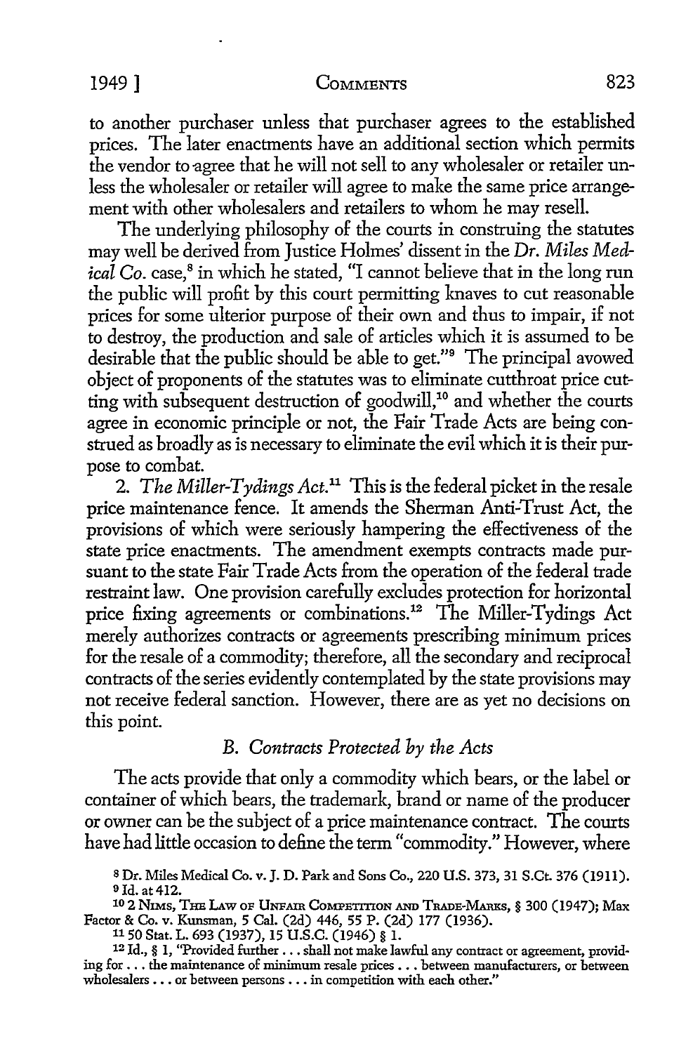to another purchaser unless that purchaser agrees to the established prices. The later enactments have an additional section which permits the vendor to agree that he will not sell to any wholesaler or retailer unless the wholesaler or retailer will agree to make the same price arrangement with other wholesalers and retailers to whom he may resell.

The underlying philosophy of the courts in construing the statutes may well be derived from Justice Holmes' dissent in the *Dr. Miles Medical Co.* case,[8] in which he stated, "I cannot believe that in the long run the public will profit by this court permitting knaves to cut reasonable prices for some ulterior purpose of their own and thus to impair, if not to destroy, the production and sale of articles which it is assumed to be desirable that the public should be able to get."[9] The principal avowed object of proponents of the statutes was to eliminate cutthroat price cutting with subsequent destruction of goodwill,[10] and whether the courts agree in economic principle or not, the Fair Trade Acts are being construed as broadly as is necessary to eliminate the evil which it is their purpose to combat.

2. *The Miller-Tydings Act.*[11] This is the federal picket in the resale price maintenance fence. It amends the Sherman Anti-Trust Act, the provisions of which were seriously hampering the effectiveness of the state price enactments. The amendment exempts contracts made pursuant to the state Fair Trade Acts from the operation of the federal trade restraint law. One provision carefully excludes protection for horizontal price fixing agreements or combinations.[12] The Miller-Tydings Act merely authorizes contracts or agreements prescribing minimum prices for the resale of a commodity; therefore, all the secondary and reciprocal contracts of the series evidently contemplated by the state provisions may not receive federal sanction. However, there are as yet no decisions on this point.

### *B. Contracts Protected by the Acts*

The acts provide that only a commodity which bears, or the label or container of which bears, the trademark, brand or name of the producer or owner can be the subject of a price maintenance contract. The courts have had little occasion to define the term "commodity." However, where

---

[8] Dr. Miles Medical Co. v. J. D. Park and Sons Co., 220 U.S. 373, 31 S.Ct. 376 (1911).

[9] Id. at 412.

[10] 2 NIMS, THE LAW OF UNFAIR COMPETITION AND TRADE-MARKS, § 300 (1947); Max Factor & Co. v. Kunsman, 5 Cal. (2d) 446, 55 P. (2d) 177 (1936).

[11] 50 Stat. L. 693 (1937), 15 U.S.C. (1946) § 1.

[12] Id., § 1, "Provided further . . . shall not make lawful any contract or agreement, providing for . . . the maintenance of minimum resale prices . . . between manufacturers, or between wholesalers . . . or between persons . . . in competition with each other."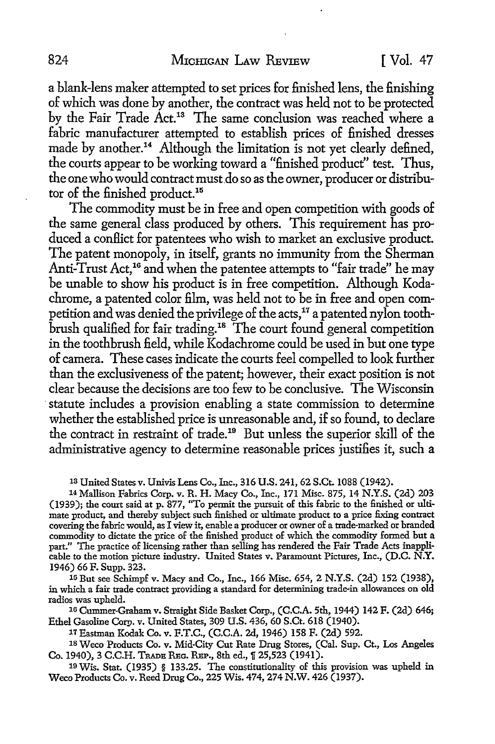a blank-lens maker attempted to set prices for finished lens, the finishing of which was done by another, the contract was held not to be protected by the Fair Trade Act.[13] The same conclusion was reached where a fabric manufacturer attempted to establish prices of finished dresses made by another.[14] Although the limitation is not yet clearly defined, the courts appear to be working toward a "finished product" test. Thus, the one who would contract must do so as the owner, producer or distributor of the finished product.[15]

The commodity must be in free and open competition with goods of the same general class produced by others. This requirement has produced a conflict for patentees who wish to market an exclusive product. The patent monopoly, in itself, grants no immunity from the Sherman Anti-Trust Act,[16] and when the patentee attempts to "fair trade" he may be unable to show his product is in free competition. Although Kodachrome, a patented color film, was held not to be in free and open competition and was denied the privilege of the acts,[17] a patented nylon toothbrush qualified for fair trading.[18] The court found general competition in the toothbrush field, while Kodachrome could be used in but one type of camera. These cases indicate the courts feel compelled to look further than the exclusiveness of the patent; however, their exact position is not clear because the decisions are too few to be conclusive. The Wisconsin statute includes a provision enabling a state commission to determine whether the established price is unreasonable and, if so found, to declare the contract in restraint of trade.[19] But unless the superior skill of the administrative agency to determine reasonable prices justifies it, such a

---

[13] United States v. Univis Lens Co., Inc., 316 U.S. 241, 62 S.Ct. 1088 (1942).

[14] Mallison Fabrics Corp. v. R. H. Macy Co., Inc., 171 Misc. 875, 14 N.Y.S. (2d) 203 (1939); the court said at p. 877, "To permit the pursuit of this fabric to the finished or ultimate product, and thereby subject such finished or ultimate product to a price fixing contract covering the fabric would, as I view it, enable a producer or owner of a trade-marked or branded commodity to dictate the price of the finished product of which the commodity formed but a part." The practice of licensing rather than selling has rendered the Fair Trade Acts inapplicable to the motion picture industry. United States v. Paramount Pictures, Inc., (D.C. N.Y. 1946) 66 F. Supp. 323.

[15] But see Schimpf v. Macy and Co., Inc., 166 Misc. 654, 2 N.Y.S. (2d) 152 (1938), in which a fair trade contract providing a standard for determining trade-in allowances on old radios was upheld.

[16] Cummer-Graham v. Straight Side Basket Corp., (C.C.A. 5th, 1944) 142 F. (2d) 646; Ethel Gasoline Corp. v. United States, 309 U.S. 436, 60 S.Ct. 618 (1940).

[17] Eastman Kodak Co. v. F.T.C., (C.C.A. 2d, 1946) 158 F. (2d) 592.

[18] Weco Products Co. v. Mid-City Cut Rate Drug Stores, (Cal. Sup. Ct., Los Angeles Co. 1940), 3 C.C.H. Trade Reg. Rep., 8th ed., ¶ 25,523 (1941).

[19] Wis. Stat. (1935) § 133.25. The constitutionality of this provision was upheld in Weco Products Co. v. Reed Drug Co., 225 Wis. 474, 274 N.W. 426 (1937).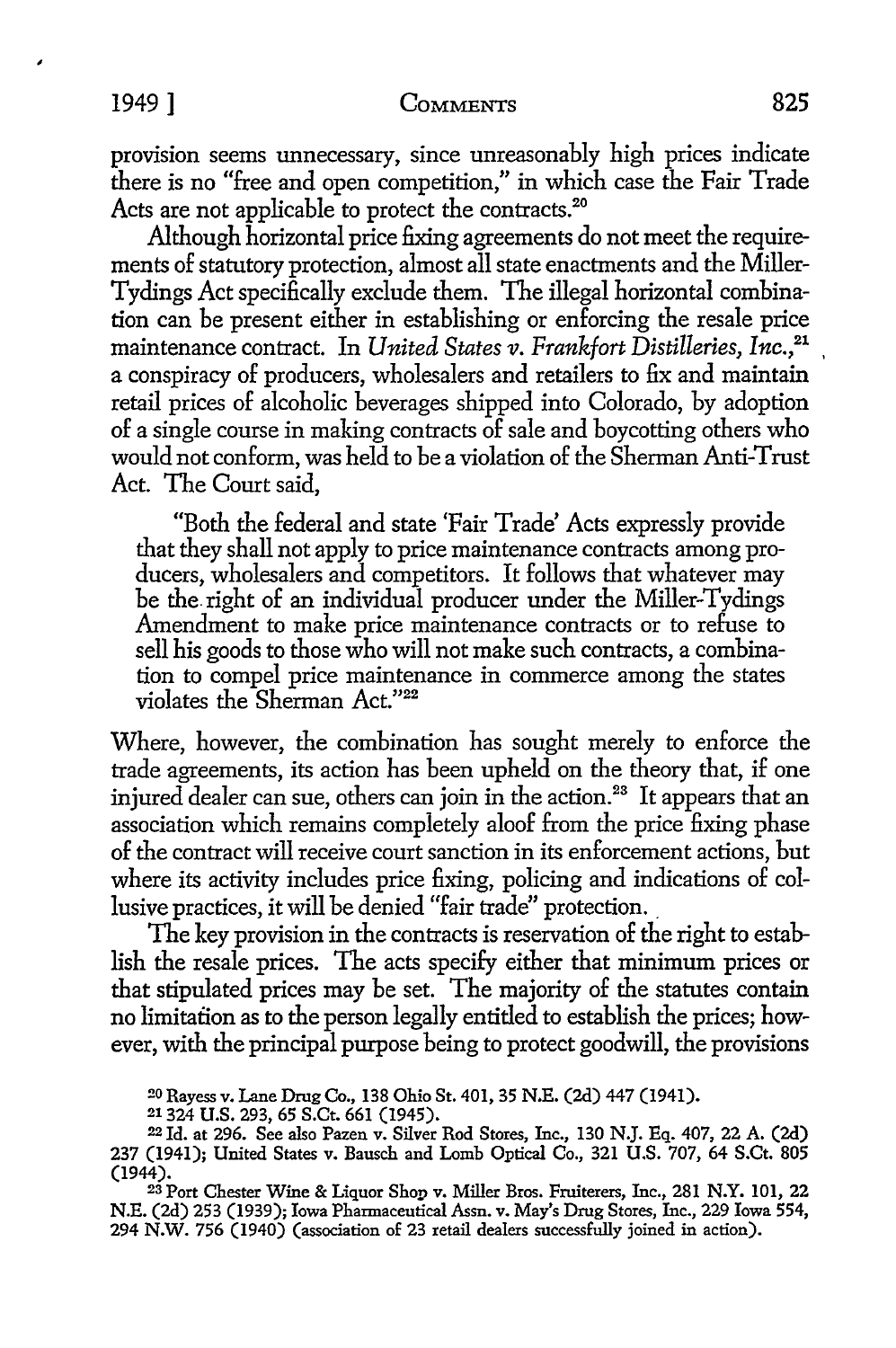provision seems unnecessary, since unreasonably high prices indicate there is no "free and open competition," in which case the Fair Trade Acts are not applicable to protect the contracts.[20]

Although horizontal price fixing agreements do not meet the requirements of statutory protection, almost all state enactments and the Miller-Tydings Act specifically exclude them. The illegal horizontal combination can be present either in establishing or enforcing the resale price maintenance contract. In *United States v. Frankfort Distilleries, Inc.*,[21] a conspiracy of producers, wholesalers and retailers to fix and maintain retail prices of alcoholic beverages shipped into Colorado, by adoption of a single course in making contracts of sale and boycotting others who would not conform, was held to be a violation of the Sherman Anti-Trust Act. The Court said,

> "Both the federal and state 'Fair Trade' Acts expressly provide that they shall not apply to price maintenance contracts among producers, wholesalers and competitors. It follows that whatever may be the right of an individual producer under the Miller-Tydings Amendment to make price maintenance contracts or to refuse to sell his goods to those who will not make such contracts, a combination to compel price maintenance in commerce among the states violates the Sherman Act."[22]

Where, however, the combination has sought merely to enforce the trade agreements, its action has been upheld on the theory that, if one injured dealer can sue, others can join in the action.[23] It appears that an association which remains completely aloof from the price fixing phase of the contract will receive court sanction in its enforcement actions, but where its activity includes price fixing, policing and indications of collusive practices, it will be denied "fair trade" protection.

The key provision in the contracts is reservation of the right to establish the resale prices. The acts specify either that minimum prices or that stipulated prices may be set. The majority of the statutes contain no limitation as to the person legally entitled to establish the prices; however, with the principal purpose being to protect goodwill, the provisions

[20] Rayess v. Lane Drug Co., 138 Ohio St. 401, 35 N.E. (2d) 447 (1941).

[21] 324 U.S. 293, 65 S.Ct. 661 (1945).

[22] Id. at 296. See also Pazen v. Silver Rod Stores, Inc., 130 N.J. Eq. 407, 22 A. (2d) 237 (1941); United States v. Bausch and Lomb Optical Co., 321 U.S. 707, 64 S.Ct. 805 (1944).

[23] Port Chester Wine & Liquor Shop v. Miller Bros. Fruiterers, Inc., 281 N.Y. 101, 22 N.E. (2d) 253 (1939); Iowa Pharmaceutical Assn. v. May's Drug Stores, Inc., 229 Iowa 554, 294 N.W. 756 (1940) (association of 23 retail dealers successfully joined in action).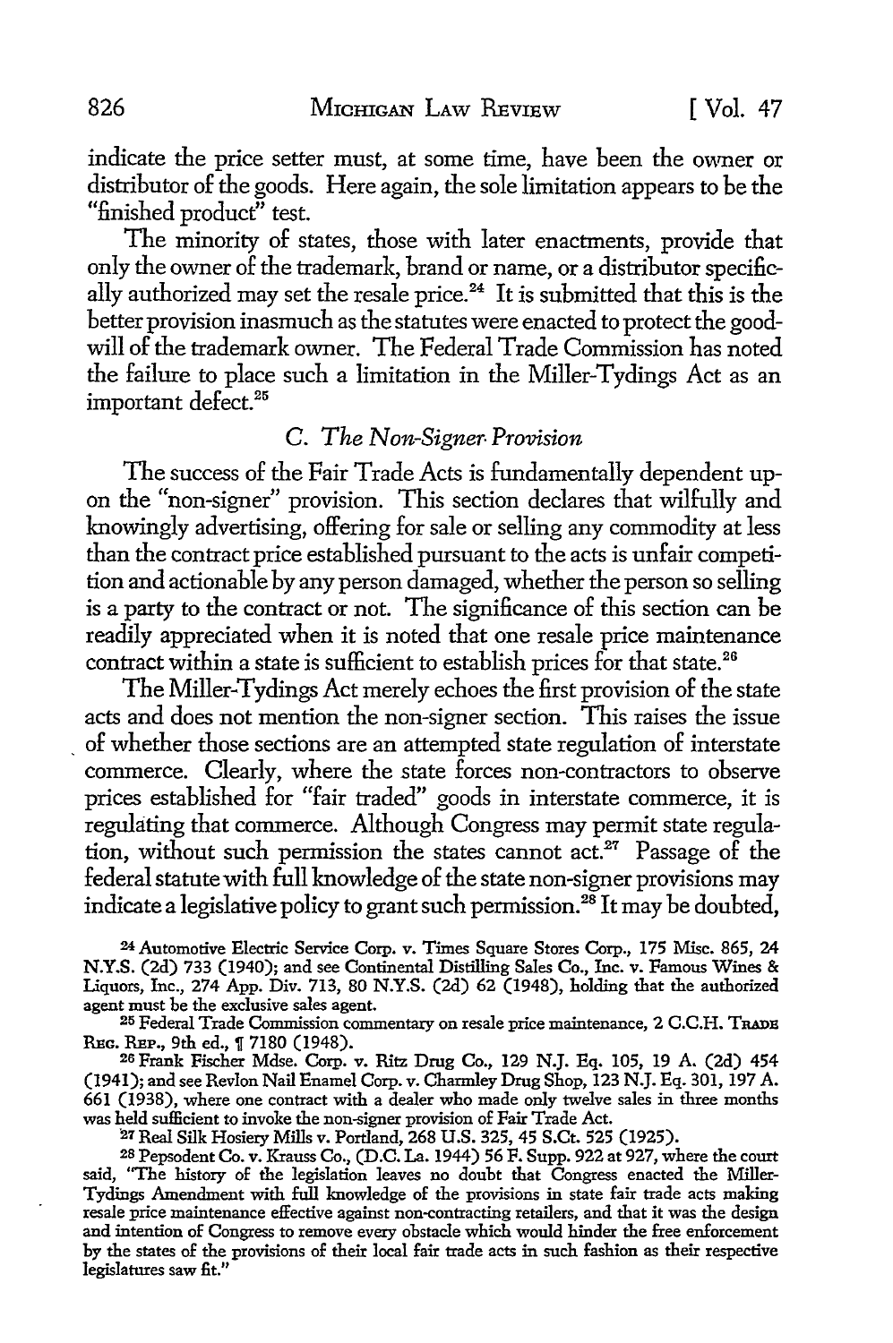indicate the price setter must, at some time, have been the owner or distributor of the goods. Here again, the sole limitation appears to be the "finished product" test.

The minority of states, those with later enactments, provide that only the owner of the trademark, brand or name, or a distributor specifically authorized may set the resale price.[24] It is submitted that this is the better provision inasmuch as the statutes were enacted to protect the goodwill of the trademark owner. The Federal Trade Commission has noted the failure to place such a limitation in the Miller-Tydings Act as an important defect.[25]

### C. *The Non-Signer Provision*

The success of the Fair Trade Acts is fundamentally dependent upon the "non-signer" provision. This section declares that wilfully and knowingly advertising, offering for sale or selling any commodity at less than the contract price established pursuant to the acts is unfair competition and actionable by any person damaged, whether the person so selling is a party to the contract or not. The significance of this section can be readily appreciated when it is noted that one resale price maintenance contract within a state is sufficient to establish prices for that state.[26]

The Miller-Tydings Act merely echoes the first provision of the state acts and does not mention the non-signer section. This raises the issue of whether those sections are an attempted state regulation of interstate commerce. Clearly, where the state forces non-contractors to observe prices established for "fair traded" goods in interstate commerce, it is regulating that commerce. Although Congress may permit state regulation, without such permission the states cannot act.[27] Passage of the federal statute with full knowledge of the state non-signer provisions may indicate a legislative policy to grant such permission.[28] It may be doubted,

---

[24] Automotive Electric Service Corp. v. Times Square Stores Corp., 175 Misc. 865, 24 N.Y.S. (2d) 733 (1940); and see Continental Distilling Sales Co., Inc. v. Famous Wines & Liquors, Inc., 274 App. Div. 713, 80 N.Y.S. (2d) 62 (1948), holding that the authorized agent must be the exclusive sales agent.

[25] Federal Trade Commission commentary on resale price maintenance, 2 C.C.H. TRADE REG. REP., 9th ed., ¶ 7180 (1948).

[26] Frank Fischer Mdse. Corp. v. Ritz Drug Co., 129 N.J. Eq. 105, 19 A. (2d) 454 (1941); and see Revlon Nail Enamel Corp. v. Charmley Drug Shop, 123 N.J. Eq. 301, 197 A. 661 (1938), where one contract with a dealer who made only twelve sales in three months was held sufficient to invoke the non-signer provision of Fair Trade Act.

[27] Real Silk Hosiery Mills v. Portland, 268 U.S. 325, 45 S.Ct. 525 (1925).

[28] Pepsodent Co. v. Krauss Co., (D.C. La. 1944) 56 F. Supp. 922 at 927, where the court said, "The history of the legislation leaves no doubt that Congress enacted the Miller-Tydings Amendment with full knowledge of the provisions in state fair trade acts making resale price maintenance effective against non-contracting retailers, and that it was the design and intention of Congress to remove every obstacle which would hinder the free enforcement by the states of the provisions of their local fair trade acts in such fashion as their respective legislatures saw fit."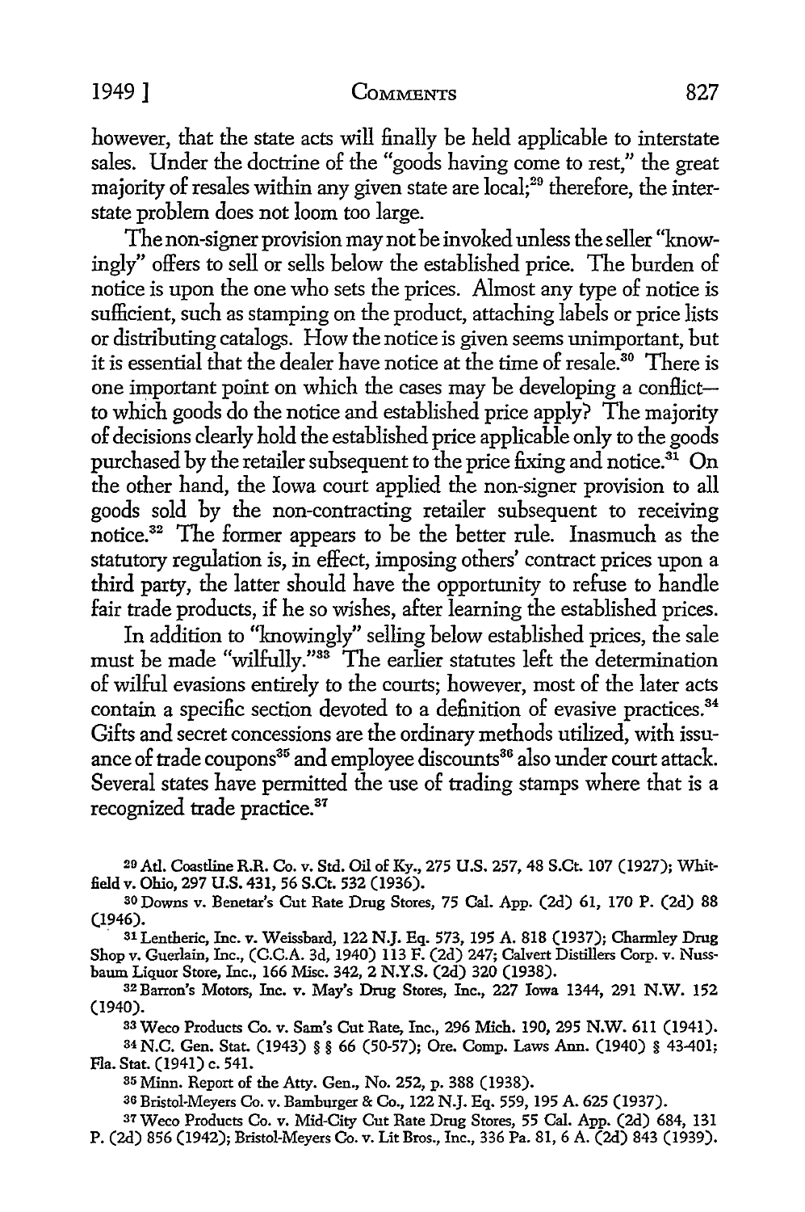however, that the state acts will finally be held applicable to interstate sales. Under the doctrine of the "goods having come to rest," the great majority of resales within any given state are local;[29] therefore, the interstate problem does not loom too large.

The non-signer provision may not be invoked unless the seller "knowingly" offers to sell or sells below the established price. The burden of notice is upon the one who sets the prices. Almost any type of notice is sufficient, such as stamping on the product, attaching labels or price lists or distributing catalogs. How the notice is given seems unimportant, but it is essential that the dealer have notice at the time of resale.[30] There is one important point on which the cases may be developing a conflict—to which goods do the notice and established price apply? The majority of decisions clearly hold the established price applicable only to the goods purchased by the retailer subsequent to the price fixing and notice.[31] On the other hand, the Iowa court applied the non-signer provision to all goods sold by the non-contracting retailer subsequent to receiving notice.[32] The former appears to be the better rule. Inasmuch as the statutory regulation is, in effect, imposing others' contract prices upon a third party, the latter should have the opportunity to refuse to handle fair trade products, if he so wishes, after learning the established prices.

In addition to "knowingly" selling below established prices, the sale must be made "wilfully."[33] The earlier statutes left the determination of wilful evasions entirely to the courts; however, most of the later acts contain a specific section devoted to a definition of evasive practices.[34] Gifts and secret concessions are the ordinary methods utilized, with issuance of trade coupons[35] and employee discounts[36] also under court attack. Several states have permitted the use of trading stamps where that is a recognized trade practice.[37]

---

[29] Atl. Coastline R.R. Co. v. Std. Oil of Ky., 275 U.S. 257, 48 S.Ct. 107 (1927); Whitfield v. Ohio, 297 U.S. 431, 56 S.Ct. 532 (1936).

[30] Downs v. Benetar's Cut Rate Drug Stores, 75 Cal. App. (2d) 61, 170 P. (2d) 88 (1946).

[31] Lentheric, Inc. v. Weissbard, 122 N.J. Eq. 573, 195 A. 818 (1937); Charmley Drug Shop v. Guerlain, Inc., (C.C.A. 3d, 1940) 113 F. (2d) 247; Calvert Distillers Corp. v. Nussbaum Liquor Store, Inc., 166 Misc. 342, 2 N.Y.S. (2d) 320 (1938).

[32] Barron's Motors, Inc. v. May's Drug Stores, Inc., 227 Iowa 1344, 291 N.W. 152 (1940).

[33] Weco Products Co. v. Sam's Cut Rate, Inc., 296 Mich. 190, 295 N.W. 611 (1941).

[34] N.C. Gen. Stat. (1943) §§ 66 (50-57); Ore. Comp. Laws Ann. (1940) § 43-401; Fla. Stat. (1941) c. 541.

[35] Minn. Report of the Atty. Gen., No. 252, p. 388 (1938).

[36] Bristol-Meyers Co. v. Bamburger & Co., 122 N.J. Eq. 559, 195 A. 625 (1937).

[37] Weco Products Co. v. Mid-City Cut Rate Drug Stores, 55 Cal. App. (2d) 684, 131 P. (2d) 856 (1942); Bristol-Meyers Co. v. Lit Bros., Inc., 336 Pa. 81, 6 A. (2d) 843 (1939).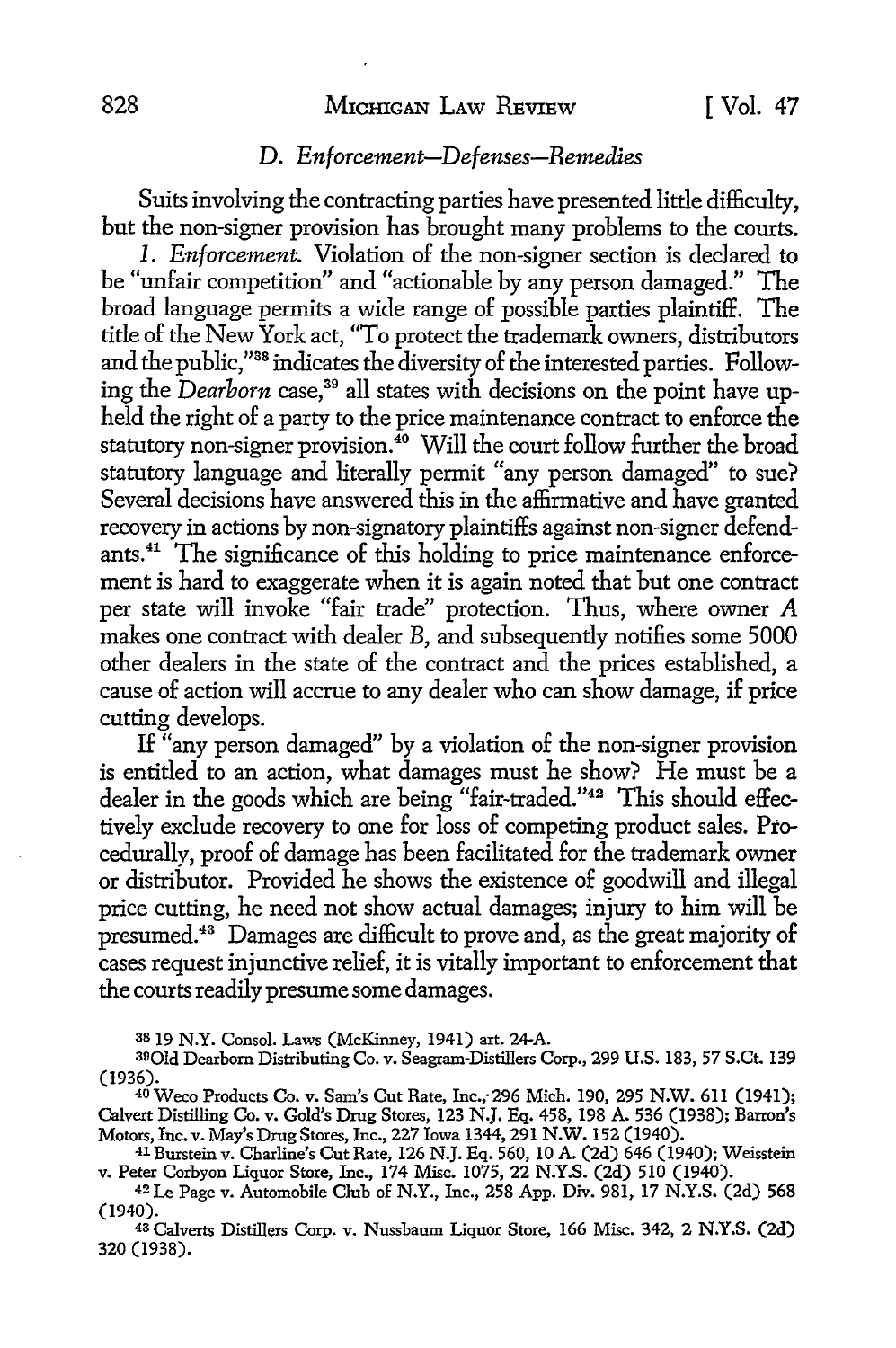### D. *Enforcement—Defenses—Remedies*

Suits involving the contracting parties have presented little difficulty, but the non-signer provision has brought many problems to the courts.

*1. Enforcement.* Violation of the non-signer section is declared to be "unfair competition" and "actionable by any person damaged." The broad language permits a wide range of possible parties plaintiff. The title of the New York act, "To protect the trademark owners, distributors and the public,"[38] indicates the diversity of the interested parties. Following the *Dearborn* case,[39] all states with decisions on the point have upheld the right of a party to the price maintenance contract to enforce the statutory non-signer provision.[40] Will the court follow further the broad statutory language and literally permit "any person damaged" to sue? Several decisions have answered this in the affirmative and have granted recovery in actions by non-signatory plaintiffs against non-signer defendants.[41] The significance of this holding to price maintenance enforcement is hard to exaggerate when it is again noted that but one contract per state will invoke "fair trade" protection. Thus, where owner *A* makes one contract with dealer *B*, and subsequently notifies some 5000 other dealers in the state of the contract and the prices established, a cause of action will accrue to any dealer who can show damage, if price cutting develops.

If "any person damaged" by a violation of the non-signer provision is entitled to an action, what damages must he show? He must be a dealer in the goods which are being "fair-traded."[42] This should effectively exclude recovery to one for loss of competing product sales. Procedurally, proof of damage has been facilitated for the trademark owner or distributor. Provided he shows the existence of goodwill and illegal price cutting, he need not show actual damages; injury to him will be presumed.[43] Damages are difficult to prove and, as the great majority of cases request injunctive relief, it is vitally important to enforcement that the courts readily presume some damages.

---

[38] 19 N.Y. Consol. Laws (McKinney, 1941) art. 24-A.

[39] Old Dearborn Distributing Co. v. Seagram-Distillers Corp., 299 U.S. 183, 57 S.Ct. 139 (1936).

[40] Weco Products Co. v. Sam's Cut Rate, Inc., 296 Mich. 190, 295 N.W. 611 (1941); Calvert Distilling Co. v. Gold's Drug Stores, 123 N.J. Eq. 458, 198 A. 536 (1938); Barron's Motors, Inc. v. May's Drug Stores, Inc., 227 Iowa 1344, 291 N.W. 152 (1940).

[41] Burstein v. Charline's Cut Rate, 126 N.J. Eq. 560, 10 A. (2d) 646 (1940); Weisstein v. Peter Corbyon Liquor Store, Inc., 174 Misc. 1075, 22 N.Y.S. (2d) 510 (1940).

[42] Le Page v. Automobile Club of N.Y., Inc., 258 App. Div. 981, 17 N.Y.S. (2d) 568 (1940).

[43] Calverts Distillers Corp. v. Nussbaum Liquor Store, 166 Misc. 342, 2 N.Y.S. (2d) 320 (1938).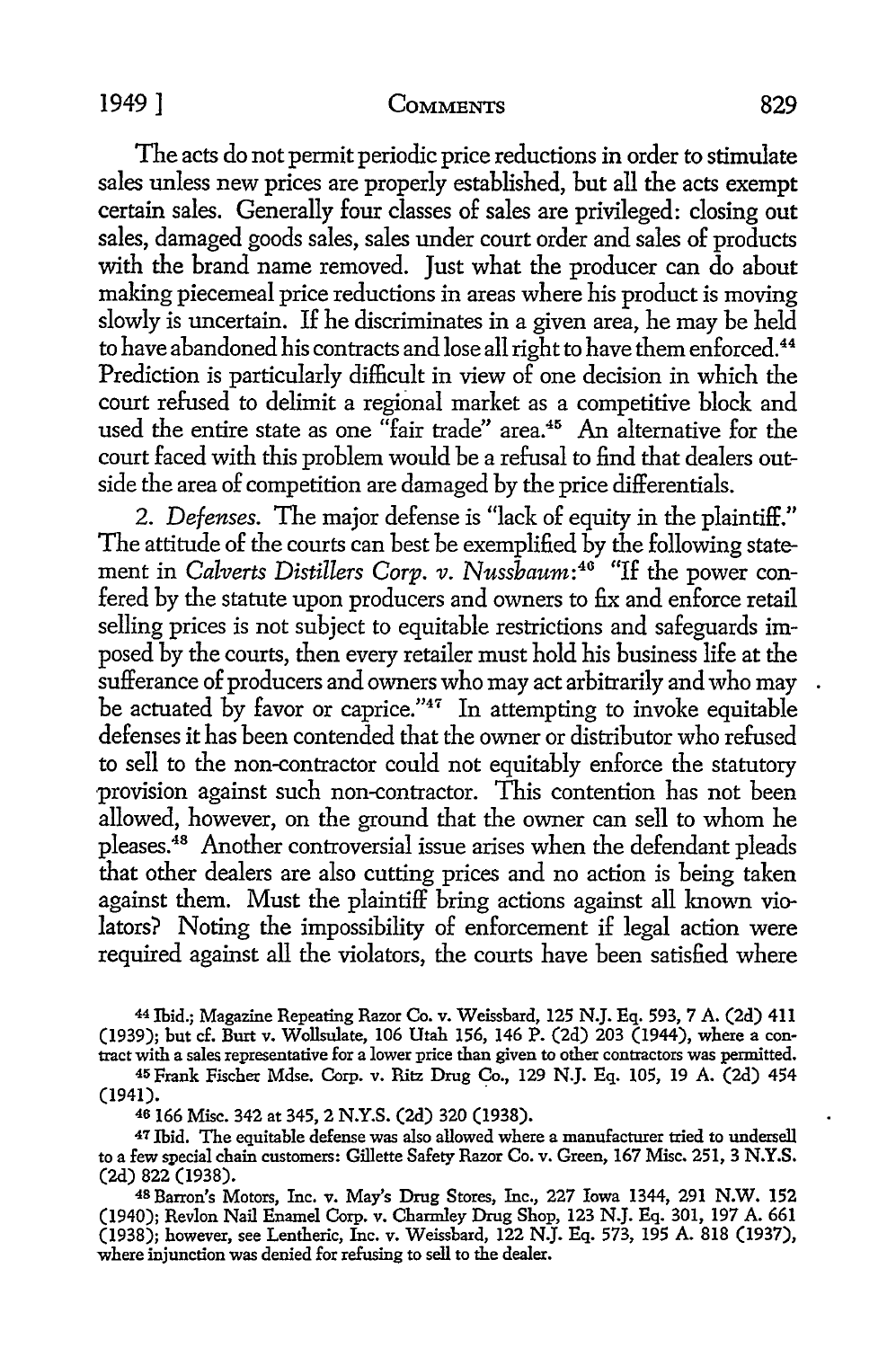The acts do not permit periodic price reductions in order to stimulate sales unless new prices are properly established, but all the acts exempt certain sales. Generally four classes of sales are privileged: closing out sales, damaged goods sales, sales under court order and sales of products with the brand name removed. Just what the producer can do about making piecemeal price reductions in areas where his product is moving slowly is uncertain. If he discriminates in a given area, he may be held to have abandoned his contracts and lose all right to have them enforced.[44] Prediction is particularly difficult in view of one decision in which the court refused to delimit a regional market as a competitive block and used the entire state as one "fair trade" area.[45] An alternative for the court faced with this problem would be a refusal to find that dealers outside the area of competition are damaged by the price differentials.

2. *Defenses.* The major defense is "lack of equity in the plaintiff." The attitude of the courts can best be exemplified by the following statement in *Calverts Distillers Corp. v. Nussbaum*:[46] "If the power conferred by the statute upon producers and owners to fix and enforce retail selling prices is not subject to equitable restrictions and safeguards imposed by the courts, then every retailer must hold his business life at the sufferance of producers and owners who may act arbitrarily and who may be actuated by favor or caprice."[47] In attempting to invoke equitable defenses it has been contended that the owner or distributor who refused to sell to the non-contractor could not equitably enforce the statutory provision against such non-contractor. This contention has not been allowed, however, on the ground that the owner can sell to whom he pleases.[48] Another controversial issue arises when the defendant pleads that other dealers are also cutting prices and no action is being taken against them. Must the plaintiff bring actions against all known violators? Noting the impossibility of enforcement if legal action were required against all the violators, the courts have been satisfied where

---

[44] Ibid.; Magazine Repeating Razor Co. v. Weissbard, 125 N.J. Eq. 593, 7 A. (2d) 411 (1939); but cf. Burt v. Wollsulate, 106 Utah 156, 146 P. (2d) 203 (1944), where a contract with a sales representative for a lower price than given to other contractors was permitted.

[45] Frank Fischer Mdse. Corp. v. Ritz Drug Co., 129 N.J. Eq. 105, 19 A. (2d) 454 (1941).

[46] 166 Misc. 342 at 345, 2 N.Y.S. (2d) 320 (1938).

[47] Ibid. The equitable defense was also allowed where a manufacturer tried to undersell to a few special chain customers: Gillette Safety Razor Co. v. Green, 167 Misc. 251, 3 N.Y.S. (2d) 822 (1938).

[48] Barron's Motors, Inc. v. May's Drug Stores, Inc., 227 Iowa 1344, 291 N.W. 152 (1940); Revlon Nail Enamel Corp. v. Charmley Drug Shop, 123 N.J. Eq. 301, 197 A. 661 (1938); however, see Lentheric, Inc. v. Weissbard, 122 N.J. Eq. 573, 195 A. 818 (1937), where injunction was denied for refusing to sell to the dealer.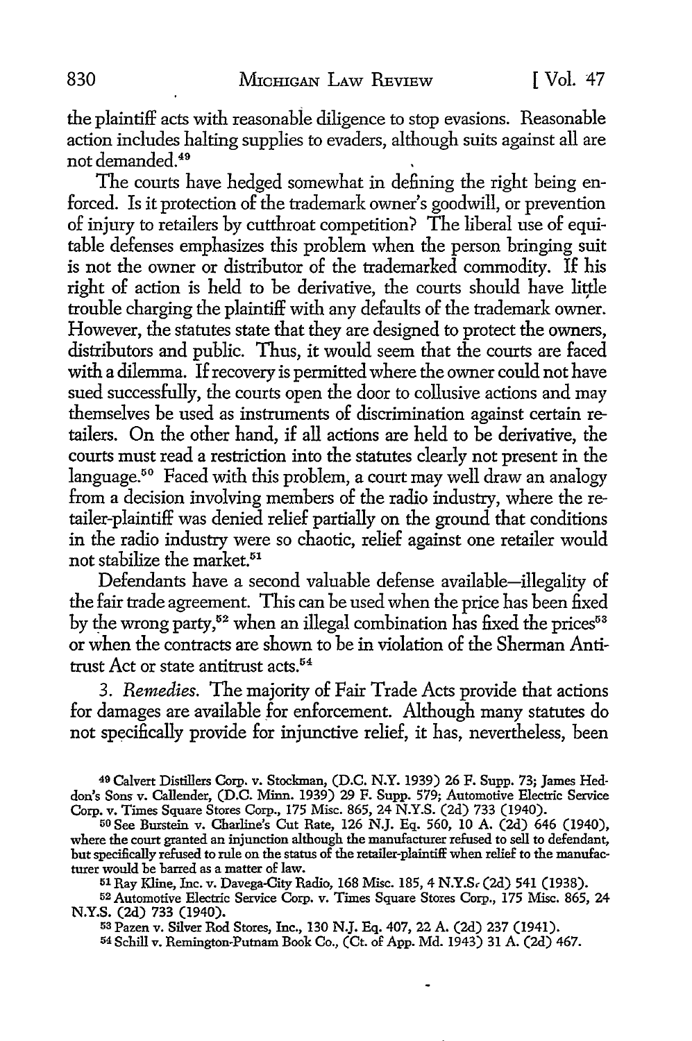the plaintiff acts with reasonable diligence to stop evasions. Reasonable action includes halting supplies to evaders, although suits against all are not demanded.[49]

The courts have hedged somewhat in defining the right being enforced. Is it protection of the trademark owner's goodwill, or prevention of injury to retailers by cutthroat competition? The liberal use of equitable defenses emphasizes this problem when the person bringing suit is not the owner or distributor of the trademarked commodity. If his right of action is held to be derivative, the courts should have little trouble charging the plaintiff with any defaults of the trademark owner. However, the statutes state that they are designed to protect the owners, distributors and public. Thus, it would seem that the courts are faced with a dilemma. If recovery is permitted where the owner could not have sued successfully, the courts open the door to collusive actions and may themselves be used as instruments of discrimination against certain retailers. On the other hand, if all actions are held to be derivative, the courts must read a restriction into the statutes clearly not present in the language.[50] Faced with this problem, a court may well draw an analogy from a decision involving members of the radio industry, where the retailer-plaintiff was denied relief partially on the ground that conditions in the radio industry were so chaotic, relief against one retailer would not stabilize the market.[51]

Defendants have a second valuable defense available—illegality of the fair trade agreement. This can be used when the price has been fixed by the wrong party,[52] when an illegal combination has fixed the prices[53] or when the contracts are shown to be in violation of the Sherman Antitrust Act or state antitrust acts.[54]

3. *Remedies.* The majority of Fair Trade Acts provide that actions for damages are available for enforcement. Although many statutes do not specifically provide for injunctive relief, it has, nevertheless, been

---

[49] Calvert Distillers Corp. v. Stockman, (D.C. N.Y. 1939) 26 F. Supp. 73; James Heddon's Sons v. Callender, (D.C. Minn. 1939) 29 F. Supp. 579; Automotive Electric Service Corp. v. Times Square Stores Corp., 175 Misc. 865, 24 N.Y.S. (2d) 733 (1940).

[50] See Burstein v. Charline's Cut Rate, 126 N.J. Eq. 560, 10 A. (2d) 646 (1940), where the court granted an injunction although the manufacturer refused to sell to defendant, but specifically refused to rule on the status of the retailer-plaintiff when relief to the manufacturer would be barred as a matter of law.

[51] Ray Kline, Inc. v. Davega-City Radio, 168 Misc. 185, 4 N.Y.S. (2d) 541 (1938).

[52] Automotive Electric Service Corp. v. Times Square Stores Corp., 175 Misc. 865, 24 N.Y.S. (2d) 733 (1940).

[53] Pazen v. Silver Rod Stores, Inc., 130 N.J. Eq. 407, 22 A. (2d) 237 (1941).

[54] Schill v. Remington-Putnam Book Co., (Ct. of App. Md. 1943) 31 A. (2d) 467.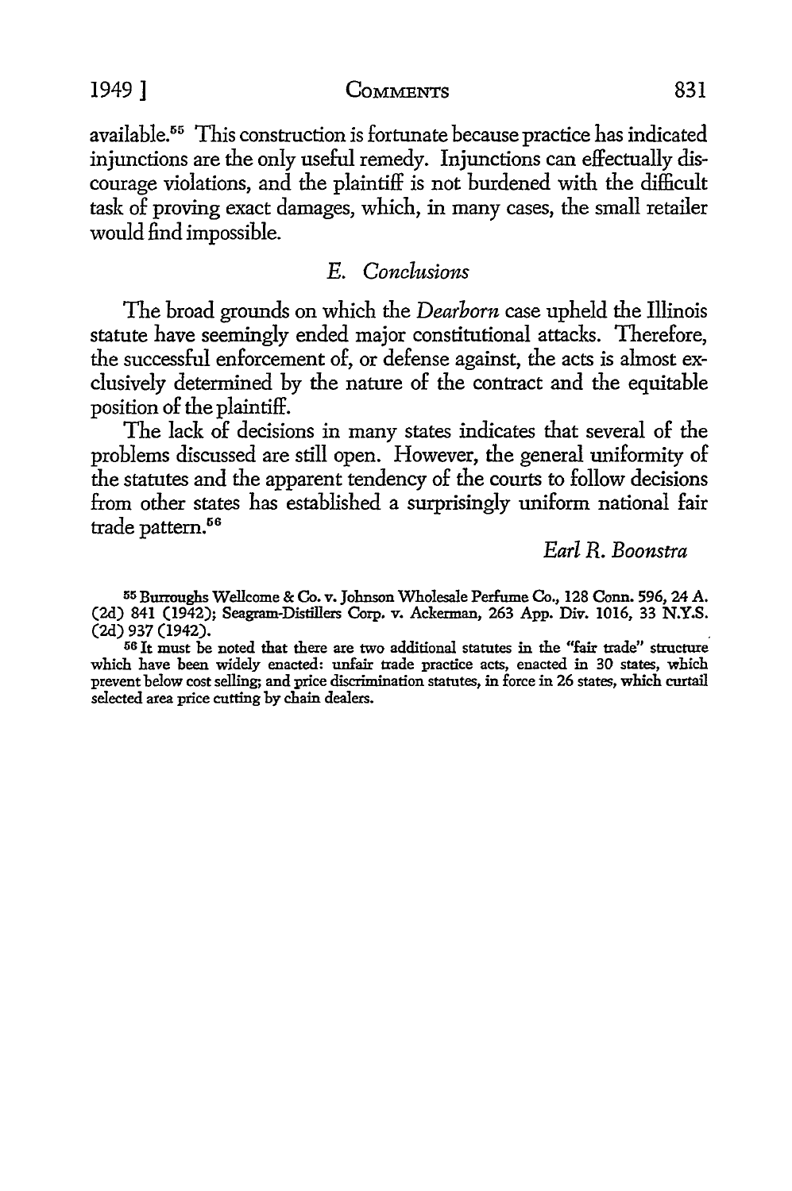available.[55] This construction is fortunate because practice has indicated injunctions are the only useful remedy. Injunctions can effectually discourage violations, and the plaintiff is not burdened with the difficult task of proving exact damages, which, in many cases, the small retailer would find impossible.

### *E. Conclusions*

The broad grounds on which the *Dearborn* case upheld the Illinois statute have seemingly ended major constitutional attacks. Therefore, the successful enforcement of, or defense against, the acts is almost exclusively determined by the nature of the contract and the equitable position of the plaintiff.

The lack of decisions in many states indicates that several of the problems discussed are still open. However, the general uniformity of the statutes and the apparent tendency of the courts to follow decisions from other states has established a surprisingly uniform national fair trade pattern.[56]

*Earl R. Boonstra*

---

[55] Burroughs Wellcome & Co. v. Johnson Wholesale Perfume Co., 128 Conn. 596, 24 A. (2d) 841 (1942); Seagram-Distillers Corp. v. Ackerman, 263 App. Div. 1016, 33 N.Y.S. (2d) 937 (1942).

[56] It must be noted that there are two additional statutes in the "fair trade" structure which have been widely enacted: unfair trade practice acts, enacted in 30 states, which prevent below cost selling; and price discrimination statutes, in force in 26 states, which curtail selected area price cutting by chain dealers.